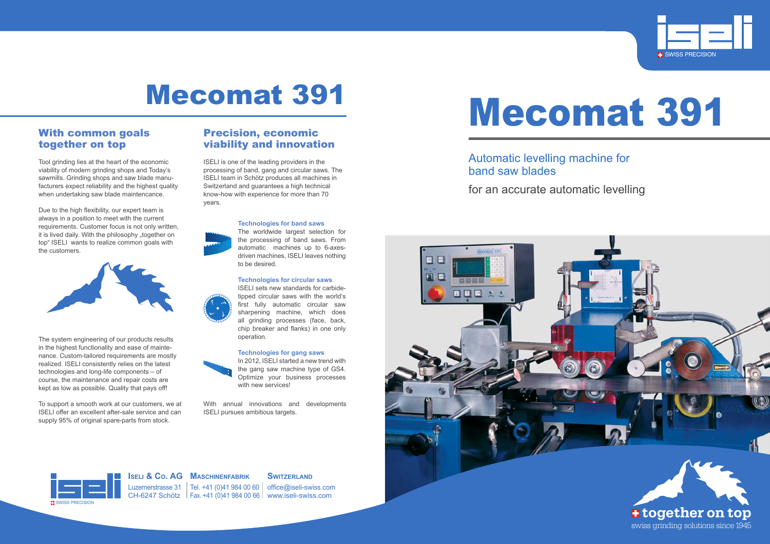# Mecomat 391

## With common goals together on top

Tool grinding lies at the heart of the economic viability of modern grinding shops and Today's sawmills. Grinding shops and saw blade manufacturers expect reliability and the highest quality when undertaking saw blade maintenance.

Due to the high flexibility, our expert team is always in a position to meet with the current requirements. Customer focus is not only written, it is lived daily. With the philosophy „together on top" ISELI wants to realize common goals with the customers.

The system engineering of our products results in the highest functionality and ease of maintenance. Custom-tailored requirements are mostly realized. ISELI consistently relies on the latest technologies and long-life components – of course, the maintenance and repair costs are kept as low as possible. Quality that pays off!

To support a smooth work at our customers, we at ISELI offer an excellent after-sale service and can supply 95% of original spare-parts from stock.

## Precision, economic viability and innovation

ISELI is one of the leading providers in the processing of band, gang and circular saws. The ISELI team in Schötz produces all machines in Switzerland and guarantees a high technical know-how with experience for more than 70 years.

**Technologies for band saws**
The worldwide largest selection for the processing of band saws. From automatic machines up to 6-axes-driven machines, ISELI leaves nothing to be desired.

**Technologies for circular saws**
ISELI sets new standards for carbide-tipped circular saws with the world's first fully automatic circular saw sharpening machine, which does all grinding processes (face, back, chip breaker and flanks) in one only operation.

**Technologies for gang saws**
In 2012, ISELI started a new trend with the gang saw machine type of GS4. Optimize your business processes with new services!

With annual innovations and developments ISELI pursues ambitious targets.

**ISELI & CO. AG** **MASCHINENFABRIK** **SWITZERLAND**
Luzernerstrasse 31 | Tel. +41 (0)41 984 00 60 | office@iseli-swiss.com
CH-6247 Schötz | Fax. +41 (0)41 984 00 66 | www.iseli-swiss.com

SWISS PRECISION

# Mecomat 391

Automatic levelling machine for band saw blades

for an accurate automatic levelling

**together on top**
swiss grinding solutions since 1945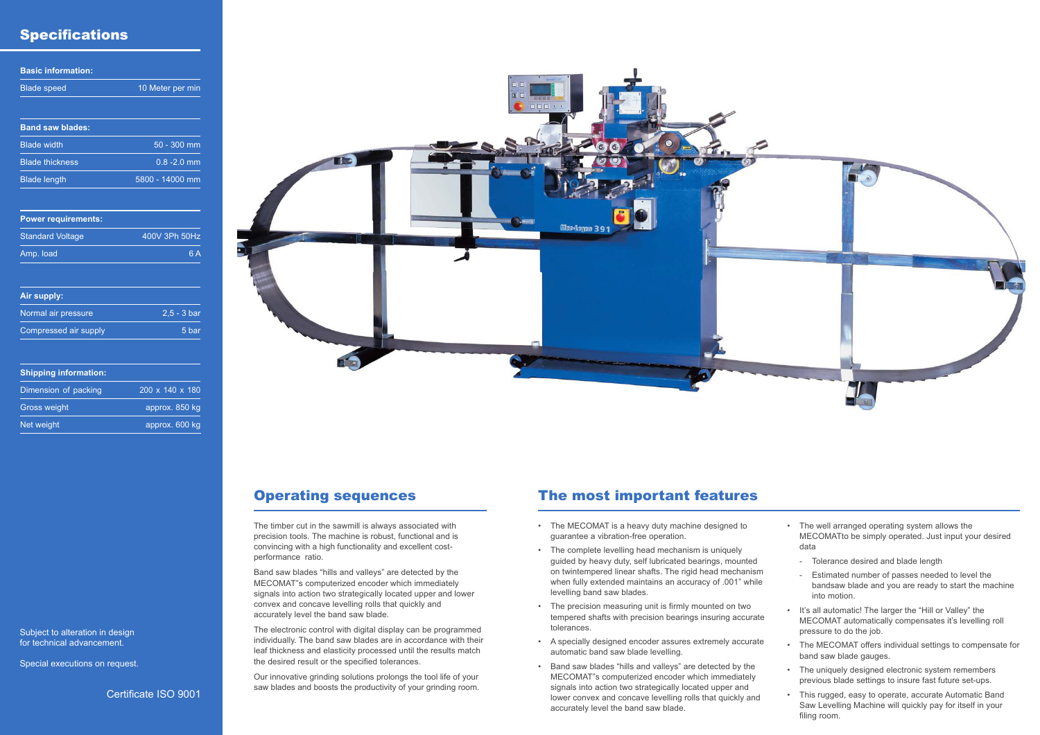## Specifications

| | |
|---|---|
| **Basic information:** | |
| Blade speed | 10 Meter per min |
| **Band saw blades:** | |
| Blade width | 50 - 300 mm |
| Blade thickness | 0.8 -2.0 mm |
| Blade length | 5800 - 14000 mm |
| **Power requirements:** | |
| Standard Voltage | 400V 3Ph 50Hz |
| Amp. load | 6 A |
| **Air supply:** | |
| Normal air pressure | 2,5 - 3 bar |
| Compressed air supply | 5 bar |
| **Shipping information:** | |
| Dimension of packing | 200 x 140 x 180 |
| Gross weight | approx. 850 kg |
| Net weight | approx. 600 kg |

Subject to alteration in design for technical advancement.

Special executions on request.

Certificate ISO 9001

## Operating sequences

The timber cut in the sawmill is always associated with precision tools. The machine is robust, functional and is convincing with a high functionality and excellent cost-performance ratio.

Band saw blades "hills and valleys" are detected by the MECOMAT"s computerized encoder which immediately signals into action two strategically located upper and lower convex and concave levelling rolls that quickly and accurately level the band saw blade.

The electronic control with digital display can be programmed individually. The band saw blades are in accordance with their leaf thickness and elasticity processed until the results match the desired result or the specified tolerances.

Our innovative grinding solutions prolongs the tool life of your saw blades and boosts the productivity of your grinding room.

## The most important features

- The MECOMAT is a heavy duty machine designed to guarantee a vibration-free operation.
- The complete levelling head mechanism is uniquely guided by heavy duty, self lubricated bearings, mounted on twintempered linear shafts. The rigid head mechanism when fully extended maintains an accuracy of .001" while levelling band saw blades.
- The precision measuring unit is firmly mounted on two tempered shafts with precision bearings insuring accurate tolerances.
- A specially designed encoder assures extremely accurate automatic band saw blade levelling.
- Band saw blades "hills and valleys" are detected by the MECOMAT"s computerized encoder which immediately signals into action two strategically located upper and lower convex and concave levelling rolls that quickly and accurately level the band saw blade.
- The well arranged operating system allows the MECOMATto be simply operated. Just input your desired data
  - Tolerance desired and blade length
  - Estimated number of passes needed to level the bandsaw blade and you are ready to start the machine into motion.
- It's all automatic! The larger the "Hill or Valley" the MECOMAT automatically compensates it's levelling roll pressure to do the job.
- The MECOMAT offers individual settings to compensate for band saw blade gauges.
- The uniquely designed electronic system remembers previous blade settings to insure fast future set-ups.
- This rugged, easy to operate, accurate Automatic Band Saw Levelling Machine will quickly pay for itself in your filing room.